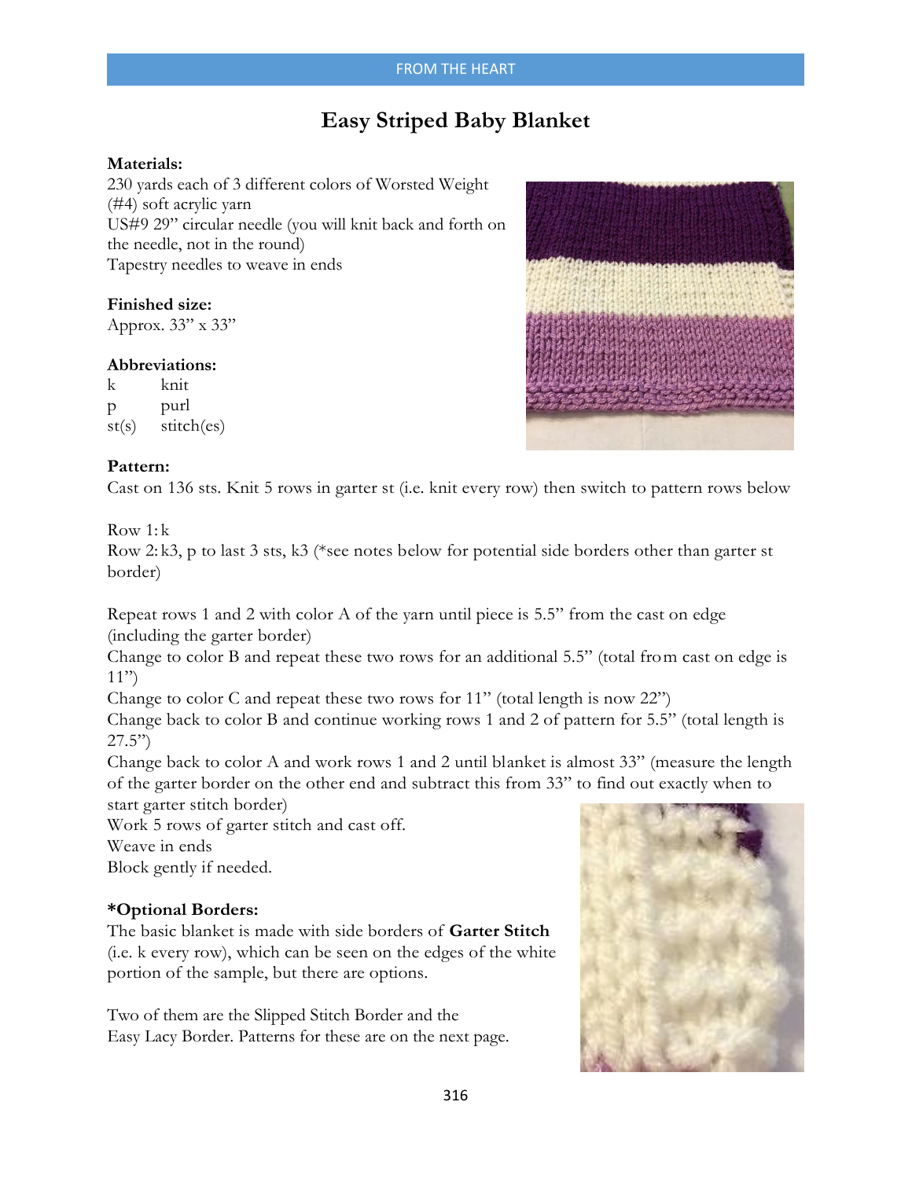# Easy Striped Baby Blanket

**Materials:**

230 yards each of 3 different colors of Worsted Weight (#4) soft acrylic yarn
US#9 29" circular needle (you will knit back and forth on the needle, not in the round)
Tapestry needles to weave in ends

**Finished size:**

Approx. 33" x 33"

**Abbreviations:**

| | |
|---|---|
| k | knit |
| p | purl |
| st(s) | stitch(es) |

**Pattern:**

Cast on 136 sts. Knit 5 rows in garter st (i.e. knit every row) then switch to pattern rows below

Row 1: k
Row 2: k3, p to last 3 sts, k3 (*see notes below for potential side borders other than garter st border)

Repeat rows 1 and 2 with color A of the yarn until piece is 5.5" from the cast on edge (including the garter border)
Change to color B and repeat these two rows for an additional 5.5" (total from cast on edge is 11")
Change to color C and repeat these two rows for 11" (total length is now 22")
Change back to color B and continue working rows 1 and 2 of pattern for 5.5" (total length is 27.5")
Change back to color A and work rows 1 and 2 until blanket is almost 33" (measure the length of the garter border on the other end and subtract this from 33" to find out exactly when to start garter stitch border)
Work 5 rows of garter stitch and cast off.
Weave in ends
Block gently if needed.

**\*Optional Borders:**

The basic blanket is made with side borders of **Garter Stitch** (i.e. k every row), which can be seen on the edges of the white portion of the sample, but there are options.

Two of them are the Slipped Stitch Border and the Easy Lacy Border. Patterns for these are on the next page.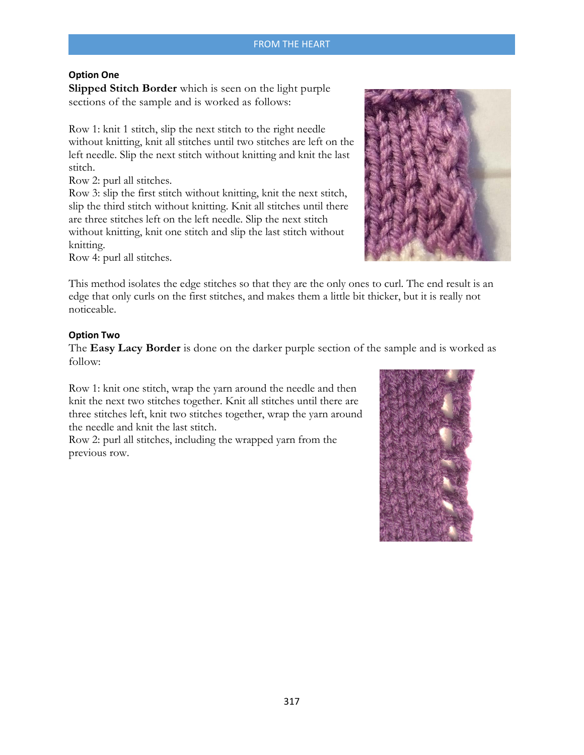### Option One

**Slipped Stitch Border** which is seen on the light purple sections of the sample and is worked as follows:

Row 1: knit 1 stitch, slip the next stitch to the right needle without knitting, knit all stitches until two stitches are left on the left needle. Slip the next stitch without knitting and knit the last stitch.
Row 2: purl all stitches.
Row 3: slip the first stitch without knitting, knit the next stitch, slip the third stitch without knitting. Knit all stitches until there are three stitches left on the left needle. Slip the next stitch without knitting, knit one stitch and slip the last stitch without knitting.
Row 4: purl all stitches.

This method isolates the edge stitches so that they are the only ones to curl. The end result is an edge that only curls on the first stitches, and makes them a little bit thicker, but it is really not noticeable.

### Option Two

The **Easy Lacy Border** is done on the darker purple section of the sample and is worked as follow:

Row 1: knit one stitch, wrap the yarn around the needle and then knit the next two stitches together. Knit all stitches until there are three stitches left, knit two stitches together, wrap the yarn around the needle and knit the last stitch.
Row 2: purl all stitches, including the wrapped yarn from the previous row.